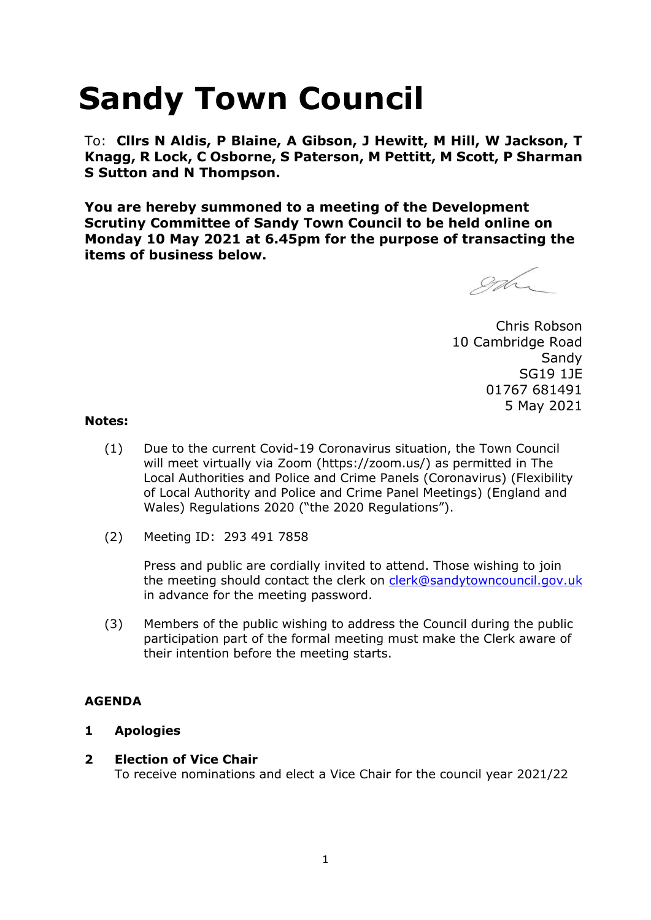# Sandy Town Council

To: **Cllrs N Aldis, P Blaine, A Gibson, J Hewitt, M Hill, W Jackson, T Knagg, R Lock, C Osborne, S Paterson, M Pettitt, M Scott, P Sharman S Sutton and N Thompson.**

**You are hereby summoned to a meeting of the Development Scrutiny Committee of Sandy Town Council to be held online on Monday 10 May 2021 at 6.45pm for the purpose of transacting the items of business below.**

Chris Robson
10 Cambridge Road
Sandy
SG19 1JE
01767 681491
5 May 2021

**Notes:**

(1) Due to the current Covid-19 Coronavirus situation, the Town Council will meet virtually via Zoom (https://zoom.us/) as permitted in The Local Authorities and Police and Crime Panels (Coronavirus) (Flexibility of Local Authority and Police and Crime Panel Meetings) (England and Wales) Regulations 2020 ("the 2020 Regulations").

(2) Meeting ID: 293 491 7858

Press and public are cordially invited to attend. Those wishing to join the meeting should contact the clerk on clerk@sandytowncouncil.gov.uk in advance for the meeting password.

(3) Members of the public wishing to address the Council during the public participation part of the formal meeting must make the Clerk aware of their intention before the meeting starts.

**AGENDA**

**1 Apologies**

**2 Election of Vice Chair**
To receive nominations and elect a Vice Chair for the council year 2021/22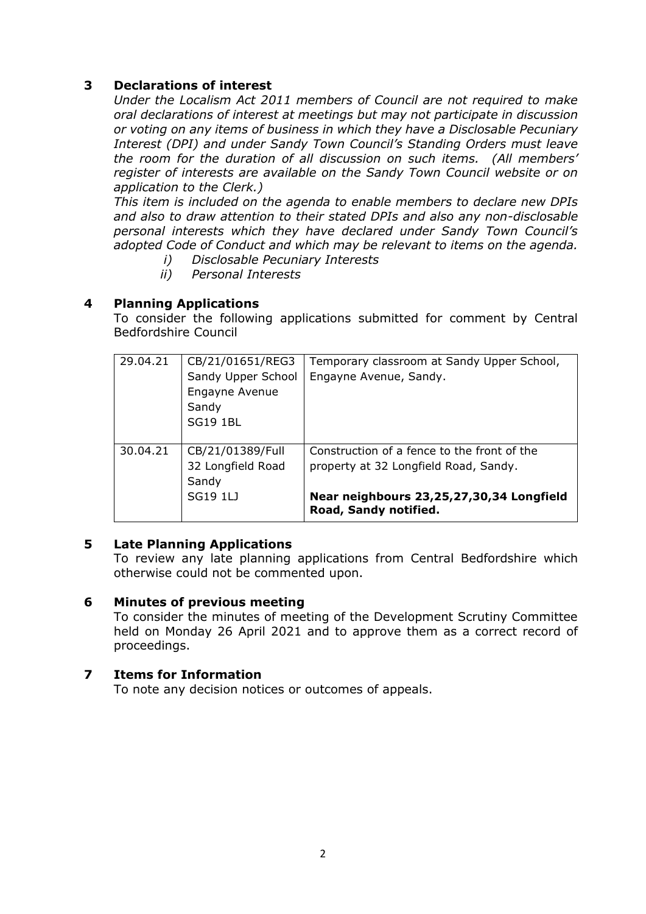## 3 Declarations of interest

*Under the Localism Act 2011 members of Council are not required to make oral declarations of interest at meetings but may not participate in discussion or voting on any items of business in which they have a Disclosable Pecuniary Interest (DPI) and under Sandy Town Council's Standing Orders must leave the room for the duration of all discussion on such items. (All members' register of interests are available on the Sandy Town Council website or on application to the Clerk.)*

*This item is included on the agenda to enable members to declare new DPIs and also to draw attention to their stated DPIs and also any non-disclosable personal interests which they have declared under Sandy Town Council's adopted Code of Conduct and which may be relevant to items on the agenda.*

*i) Disclosable Pecuniary Interests*

*ii) Personal Interests*

## 4 Planning Applications

To consider the following applications submitted for comment by Central Bedfordshire Council

| | | |
|---|---|---|
| 29.04.21 | CB/21/01651/REG3<br>Sandy Upper School<br>Engayne Avenue<br>Sandy<br>SG19 1BL | Temporary classroom at Sandy Upper School, Engayne Avenue, Sandy. |
| 30.04.21 | CB/21/01389/Full<br>32 Longfield Road<br>Sandy<br>SG19 1LJ | Construction of a fence to the front of the property at 32 Longfield Road, Sandy.<br><br>**Near neighbours 23,25,27,30,34 Longfield Road, Sandy notified.** |

## 5 Late Planning Applications

To review any late planning applications from Central Bedfordshire which otherwise could not be commented upon.

## 6 Minutes of previous meeting

To consider the minutes of meeting of the Development Scrutiny Committee held on Monday 26 April 2021 and to approve them as a correct record of proceedings.

## 7 Items for Information

To note any decision notices or outcomes of appeals.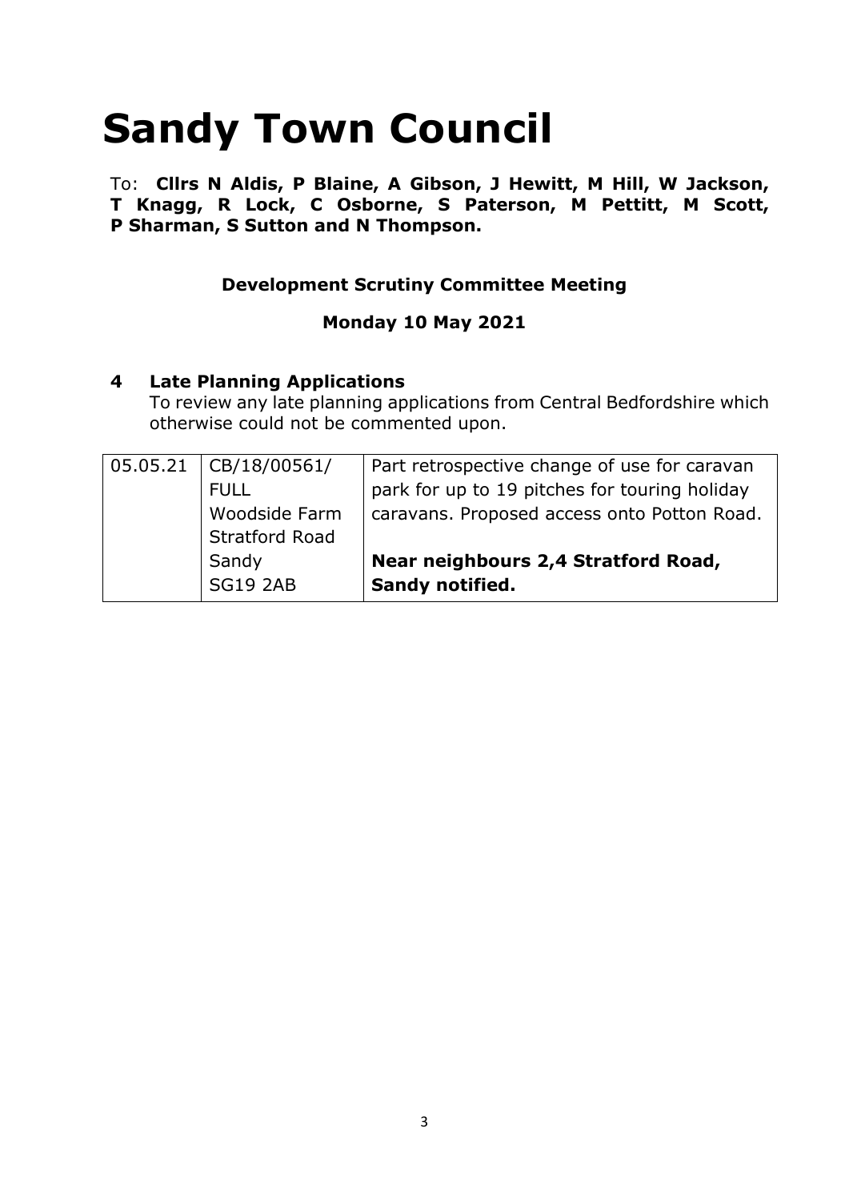# Sandy Town Council

To: **Cllrs N Aldis, P Blaine, A Gibson, J Hewitt, M Hill, W Jackson, T Knagg, R Lock, C Osborne, S Paterson, M Pettitt, M Scott, P Sharman, S Sutton and N Thompson.**

**Development Scrutiny Committee Meeting**

**Monday 10 May 2021**

**4 Late Planning Applications**

To review any late planning applications from Central Bedfordshire which otherwise could not be commented upon.

| | | |
|---|---|---|
| 05.05.21 | CB/18/00561/ FULL Woodside Farm Stratford Road Sandy SG19 2AB | Part retrospective change of use for caravan park for up to 19 pitches for touring holiday caravans. Proposed access onto Potton Road.<br><br>**Near neighbours 2,4 Stratford Road, Sandy notified.** |